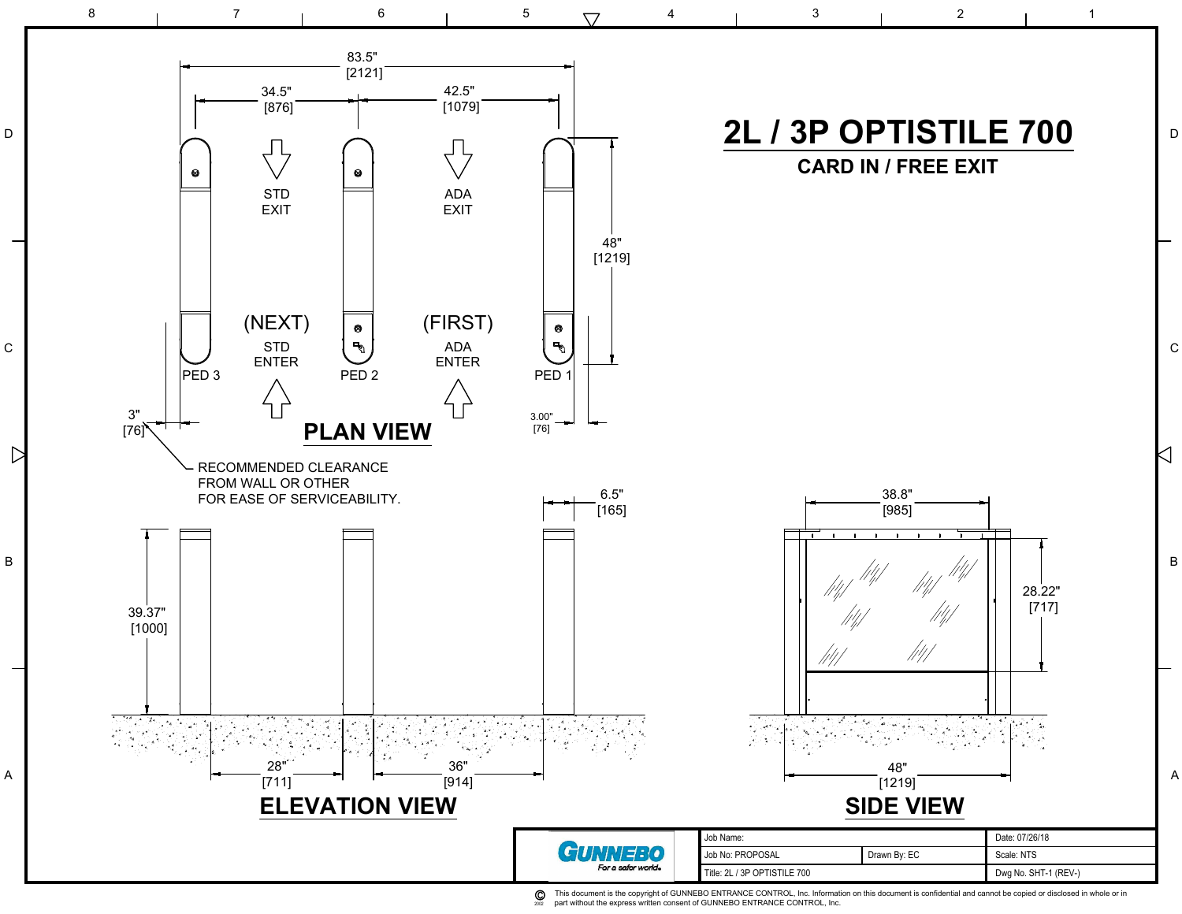# 2L / 3P OPTISTILE 700

## CARD IN / FREE EXIT

## PLAN VIEW

83.5" [2121]

34.5" [876]

42.5" [1079]

48" [1219]

STD EXIT

ADA EXIT

(NEXT) STD ENTER

(FIRST) ADA ENTER

PED 3

PED 2

PED 1

3" [76]

3.00" [76]

RECOMMENDED CLEARANCE FROM WALL OR OTHER FOR EASE OF SERVICEABILITY.

## ELEVATION VIEW

6.5" [165]

39.37" [1000]

28" [711]

36" [914]

## SIDE VIEW

38.8" [985]

28.22" [717]

48" [1219]

| GUNNEBO *For a safer world.* | Job Name: | | Date: 07/26/18 |
|---|---|---|---|
| | Job No: PROPOSAL | Drawn By: EC | Scale: NTS |
| | Title: 2L / 3P OPTISTILE 700 | | Dwg No. SHT-1 (REV-) |

© 2002 This document is the copyright of GUNNEBO ENTRANCE CONTROL, Inc. Information on this document is confidential and cannot be copied or disclosed in whole or in part without the express written consent of GUNNEBO ENTRANCE CONTROL, Inc.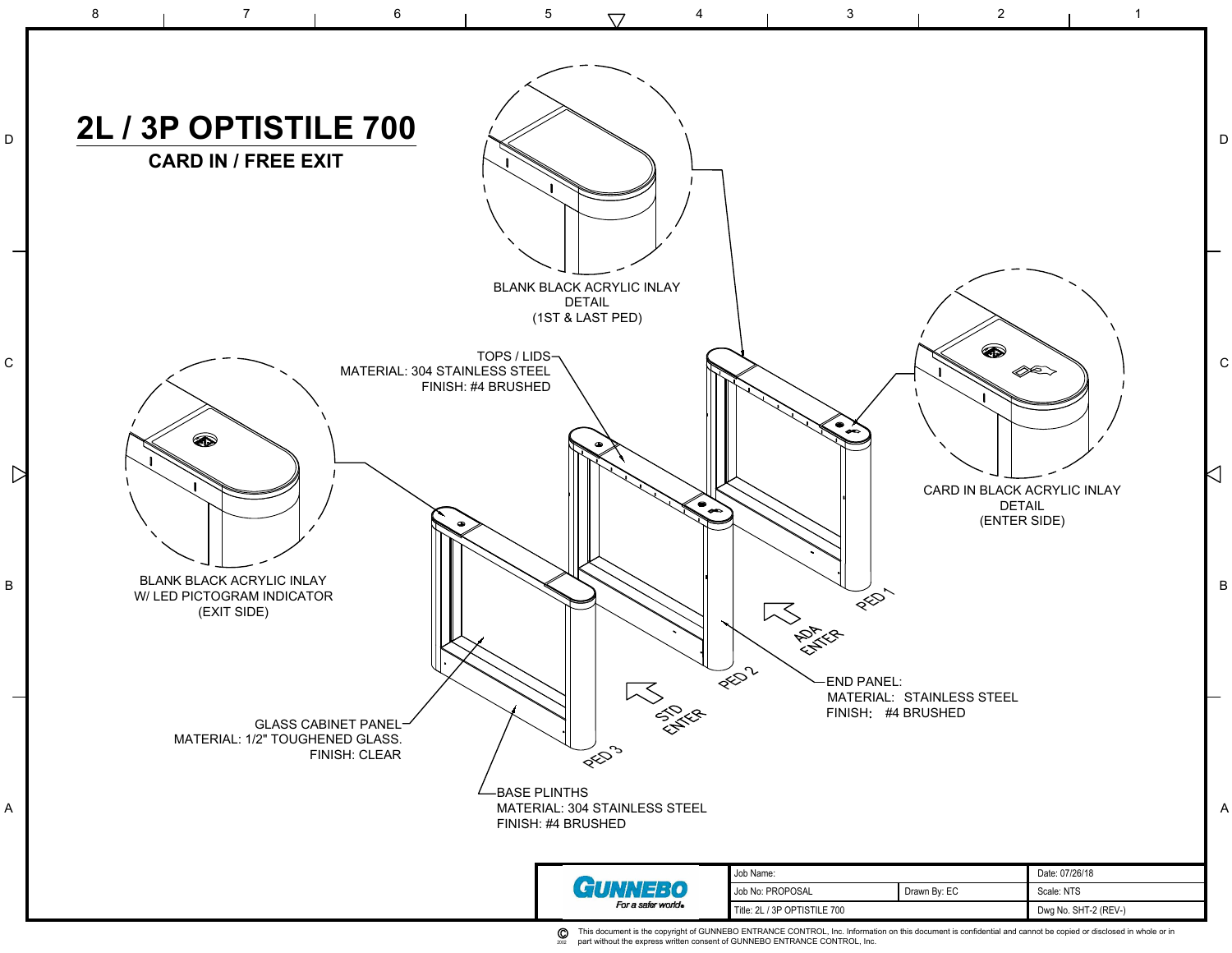# 2L / 3P OPTISTILE 700

## CARD IN / FREE EXIT

BLANK BLACK ACRYLIC INLAY
DETAIL
(1ST & LAST PED)

TOPS / LIDS
MATERIAL: 304 STAINLESS STEEL
FINISH: #4 BRUSHED

CARD IN BLACK ACRYLIC INLAY
DETAIL
(ENTER SIDE)

BLANK BLACK ACRYLIC INLAY
W/ LED PICTOGRAM INDICATOR
(EXIT SIDE)

PED 1

ADA ENTER

PED 2

STD ENTER

PED 3

END PANEL:
MATERIAL: STAINLESS STEEL
FINISH: #4 BRUSHED

GLASS CABINET PANEL
MATERIAL: 1/2" TOUGHENED GLASS.
FINISH: CLEAR

BASE PLINTHS
MATERIAL: 304 STAINLESS STEEL
FINISH: #4 BRUSHED

| GUNNEBO For a safer world. | Job Name: | | Date: 07/26/18 |
|---|---|---|---|
| | Job No: PROPOSAL | Drawn By: EC | Scale: NTS |
| | Title: 2L / 3P OPTISTILE 700 | | Dwg No. SHT-2 (REV-) |

© 2002 This document is the copyright of GUNNEBO ENTRANCE CONTROL, Inc. Information on this document is confidential and cannot be copied or disclosed in whole or in part without the express written consent of GUNNEBO ENTRANCE CONTROL, Inc.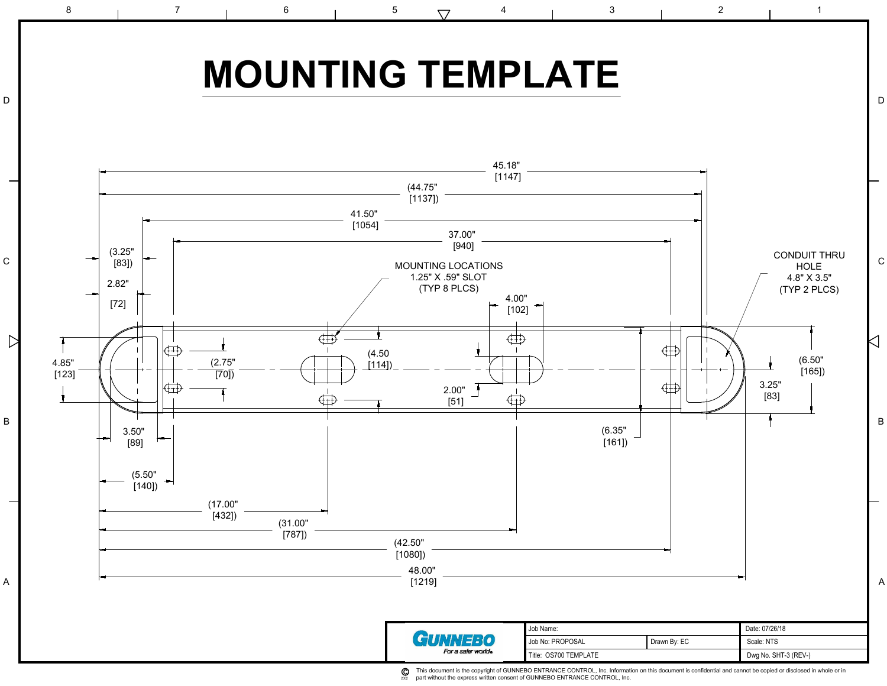# MOUNTING TEMPLATE

45.18"
[1147]

(44.75"
[1137])

41.50"
[1054]

37.00"
[940]

(3.25"
[83])

2.82"
[72]

MOUNTING LOCATIONS
1.25" X .59" SLOT
(TYP 8 PLCS)

4.00"
[102]

CONDUIT THRU
HOLE
4.8" X 3.5"
(TYP 2 PLCS)

4.85"
[123]

(2.75"
[70])

(4.50
[114])

2.00"
[51]

(6.50"
[165])

3.25"
[83]

3.50"
[89]

(6.35"
[161])

(5.50"
[140])

(17.00"
[432])

(31.00"
[787])

(42.50"
[1080])

48.00"
[1219]

| | | |
|---|---|---|
| Job Name: | | Date: 07/26/18 |
| Job No: PROPOSAL | Drawn By: EC | Scale: NTS |
| Title: OS700 TEMPLATE | | Dwg No. SHT-3 (REV-) |

GUNNEBO
*For a safer world.*

© 2002 This document is the copyright of GUNNEBO ENTRANCE CONTROL, Inc. Information on this document is confidential and cannot be copied or disclosed in whole or in part without the express written consent of GUNNEBO ENTRANCE CONTROL, Inc.